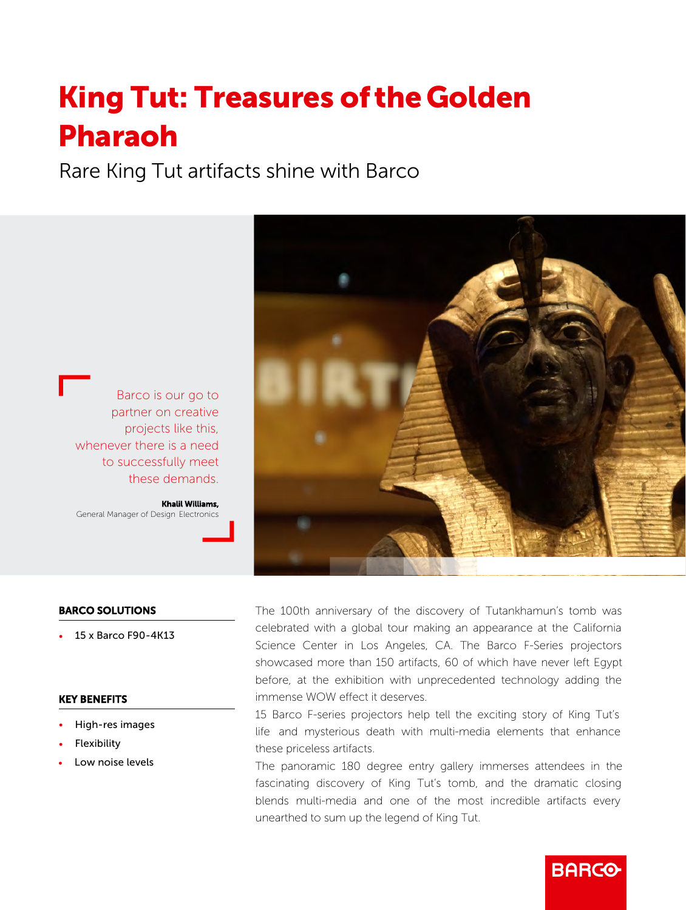# King Tut: Treasures of the Golden Pharaoh

Rare King Tut artifacts shine with Barco

> Barco is our go to partner on creative projects like this, whenever there is a need to successfully meet these demands.
>
> **Khalil Williams,**
> General Manager of Design Electronics

**BARCO SOLUTIONS**

- 15 x Barco F90-4K13

**KEY BENEFITS**

- High-res images
- Flexibility
- Low noise levels

The 100th anniversary of the discovery of Tutankhamun's tomb was celebrated with a global tour making an appearance at the California Science Center in Los Angeles, CA. The Barco F-Series projectors showcased more than 150 artifacts, 60 of which have never left Egypt before, at the exhibition with unprecedented technology adding the immense WOW effect it deserves.

15 Barco F-series projectors help tell the exciting story of King Tut's life and mysterious death with multi-media elements that enhance these priceless artifacts.

The panoramic 180 degree entry gallery immerses attendees in the fascinating discovery of King Tut's tomb, and the dramatic closing blends multi-media and one of the most incredible artifacts every unearthed to sum up the legend of King Tut.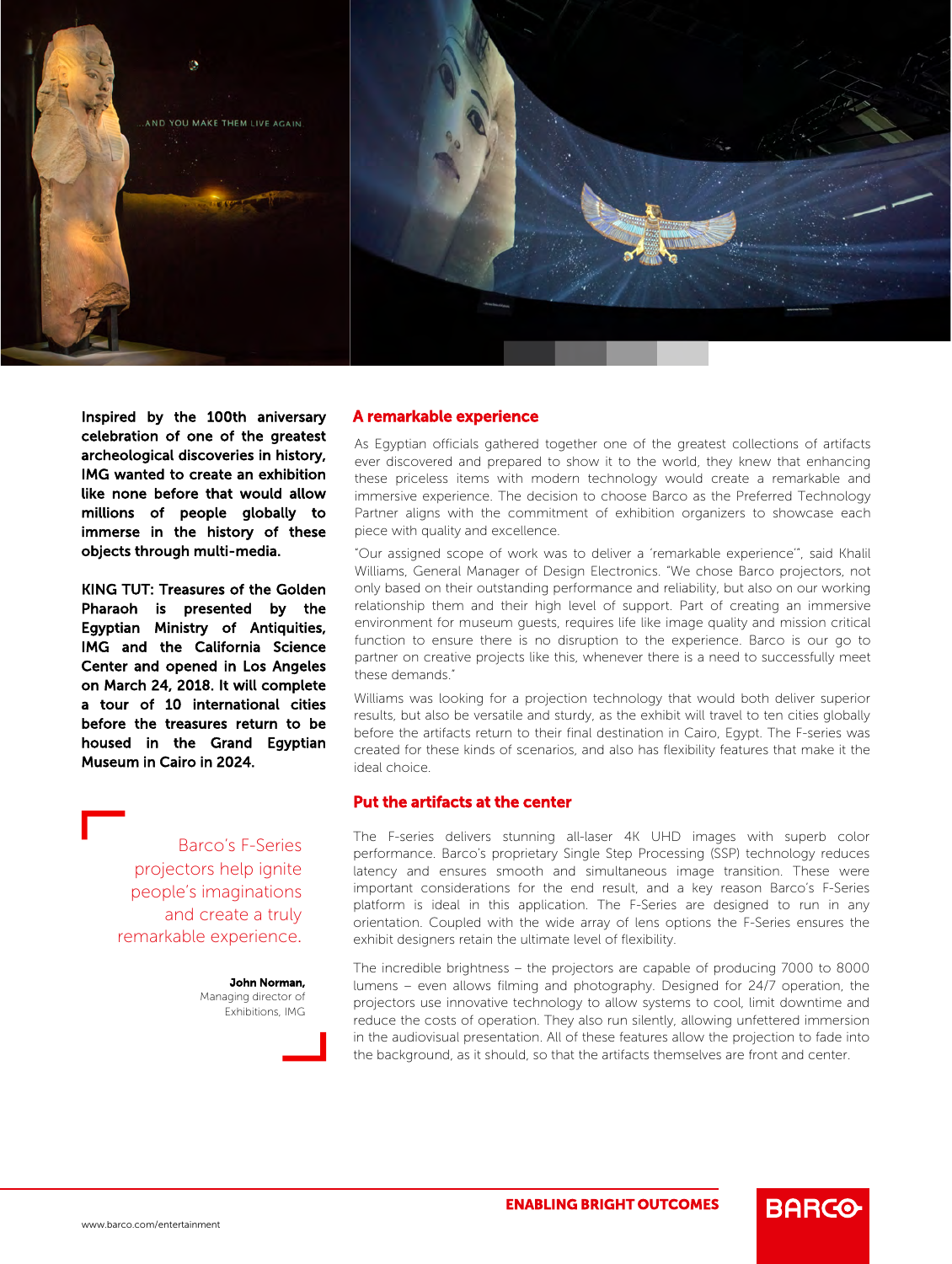**Inspired by the 100th aniversary celebration of one of the greatest archeological discoveries in history, IMG wanted to create an exhibition like none before that would allow millions of people globally to immerse in the history of these objects through multi-media.**

**KING TUT: Treasures of the Golden Pharaoh is presented by the Egyptian Ministry of Antiquities, IMG and the California Science Center and opened in Los Angeles on March 24, 2018. It will complete a tour of 10 international cities before the treasures return to be housed in the Grand Egyptian Museum in Cairo in 2024.**

> Barco's F-Series projectors help ignite people's imaginations and create a truly remarkable experience.
>
> **John Norman,**
> Managing director of Exhibitions, IMG

## A remarkable experience

As Egyptian officials gathered together one of the greatest collections of artifacts ever discovered and prepared to show it to the world, they knew that enhancing these priceless items with modern technology would create a remarkable and immersive experience. The decision to choose Barco as the Preferred Technology Partner aligns with the commitment of exhibition organizers to showcase each piece with quality and excellence.

"Our assigned scope of work was to deliver a 'remarkable experience'", said Khalil Williams, General Manager of Design Electronics. "We chose Barco projectors, not only based on their outstanding performance and reliability, but also on our working relationship them and their high level of support. Part of creating an immersive environment for museum guests, requires life like image quality and mission critical function to ensure there is no disruption to the experience. Barco is our go to partner on creative projects like this, whenever there is a need to successfully meet these demands."

Williams was looking for a projection technology that would both deliver superior results, but also be versatile and sturdy, as the exhibit will travel to ten cities globally before the artifacts return to their final destination in Cairo, Egypt. The F-series was created for these kinds of scenarios, and also has flexibility features that make it the ideal choice.

## Put the artifacts at the center

The F-series delivers stunning all-laser 4K UHD images with superb color performance. Barco's proprietary Single Step Processing (SSP) technology reduces latency and ensures smooth and simultaneous image transition. These were important considerations for the end result, and a key reason Barco's F-Series platform is ideal in this application. The F-Series are designed to run in any orientation. Coupled with the wide array of lens options the F-Series ensures the exhibit designers retain the ultimate level of flexibility.

The incredible brightness – the projectors are capable of producing 7000 to 8000 lumens – even allows filming and photography. Designed for 24/7 operation, the projectors use innovative technology to allow systems to cool, limit downtime and reduce the costs of operation. They also run silently, allowing unfettered immersion in the audiovisual presentation. All of these features allow the projection to fade into the background, as it should, so that the artifacts themselves are front and center.

**ENABLING BRIGHT OUTCOMES**

www.barco.com/entertainment